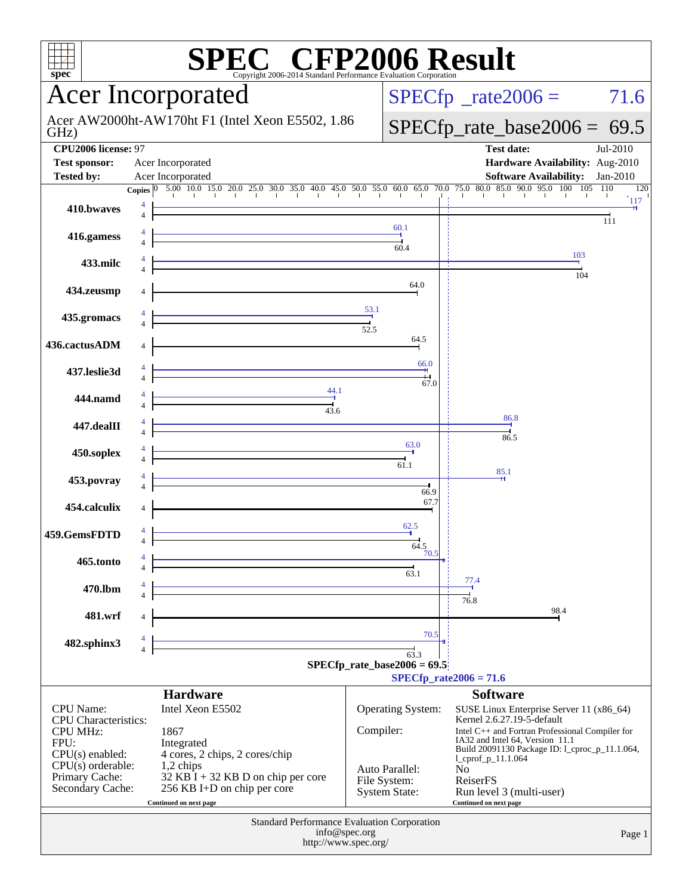# SPEC CFP2006 Result

Copyright 2006-2014 Standard Performance Evaluation Corporation

## Acer Incorporated

Acer AW2000ht-AW170ht F1 (Intel Xeon E5502, 1.86 GHz)

SPECfp_rate2006 = 71.6

SPECfp_rate_base2006 = 69.5

| | | | |
|---|---|---|---|
| **CPU2006 license:** 97 | | **Test date:** | Jul-2010 |
| **Test sponsor:** | Acer Incorporated | **Hardware Availability:** | Aug-2010 |
| **Tested by:** | Acer Incorporated | **Software Availability:** | Jan-2010 |

| Benchmark | Copies (peak) | Copies (base) | Peak | Base |
|---|---|---|---|---|
| 410.bwaves | 4 | 4 | 117 | 111 |
| 416.gamess | 4 | 4 | 60.1 | 60.4 |
| 433.milc | 4 | 4 | 103 | 104 |
| 434.zeusmp | | 4 | | 64.0 |
| 435.gromacs | 4 | 4 | 53.1 | 52.5 |
| 436.cactusADM | | 4 | | 64.5 |
| 437.leslie3d | 4 | 4 | 66.0 | 67.0 |
| 444.namd | 4 | 4 | 44.1 | 43.6 |
| 447.dealII | 4 | 4 | 86.8 | 86.5 |
| 450.soplex | 4 | 4 | 63.0 | 61.1 |
| 453.povray | 4 | 4 | 85.1 | 66.9 |
| 454.calculix | | 4 | | 67.7 |
| 459.GemsFDTD | 4 | 4 | 62.5 | 64.5 |
| 465.tonto | 4 | 4 | 70.5 | 63.1 |
| 470.lbm | 4 | 4 | 77.4 | 76.8 |
| 481.wrf | | 4 | | 98.4 |
| 482.sphinx3 | 4 | 4 | 70.5 | 63.3 |

SPECfp_rate_base2006 = 69.5

SPECfp_rate2006 = 71.6

### Hardware

| | |
|---|---|
| CPU Name: | Intel Xeon E5502 |
| CPU Characteristics: | |
| CPU MHz: | 1867 |
| FPU: | Integrated |
| CPU(s) enabled: | 4 cores, 2 chips, 2 cores/chip |
| CPU(s) orderable: | 1,2 chips |
| Primary Cache: | 32 KB I + 32 KB D on chip per core |
| Secondary Cache: | 256 KB I+D on chip per core |

Continued on next page

### Software

| | |
|---|---|
| Operating System: | SUSE Linux Enterprise Server 11 (x86_64) Kernel 2.6.27.19-5-default |
| Compiler: | Intel C++ and Fortran Professional Compiler for IA32 and Intel 64, Version 11.1 Build 20091130 Package ID: l_cproc_p_11.1.064, l_cprof_p_11.1.064 |
| Auto Parallel: | No |
| File System: | ReiserFS |
| System State: | Run level 3 (multi-user) |

Continued on next page

Standard Performance Evaluation Corporation
info@spec.org
http://www.spec.org/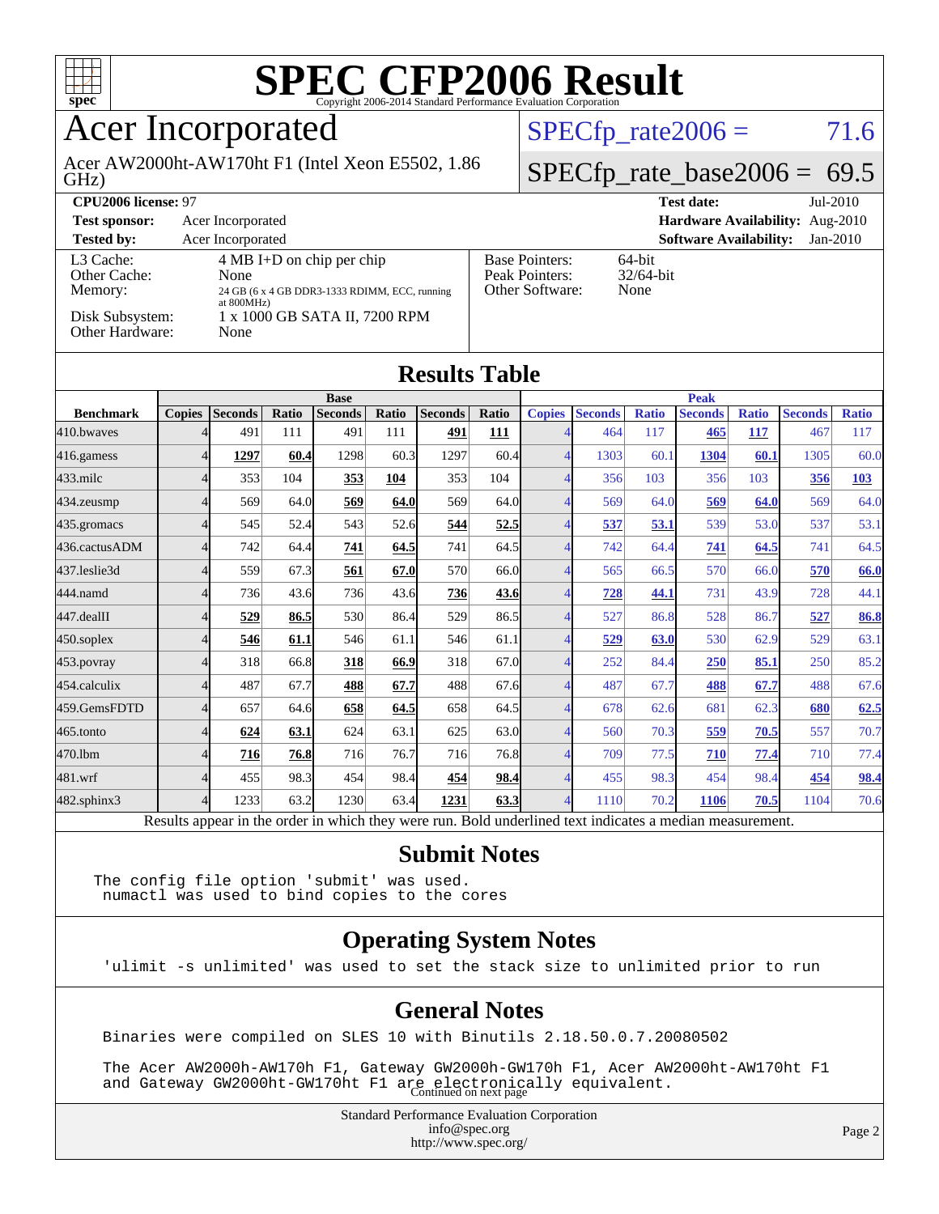# SPEC CFP2006 Result

Copyright 2006-2014 Standard Performance Evaluation Corporation

# Acer Incorporated

Acer AW2000ht-AW170ht F1 (Intel Xeon E5502, 1.86 GHz)

SPECfp_rate2006 = 71.6

SPECfp_rate_base2006 = 69.5

| | | | |
|---|---|---|---|
| **CPU2006 license:** 97 | | **Test date:** | Jul-2010 |
| **Test sponsor:** | Acer Incorporated | **Hardware Availability:** | Aug-2010 |
| **Tested by:** | Acer Incorporated | **Software Availability:** | Jan-2010 |

| | |
|---|---|
| L3 Cache: | 4 MB I+D on chip per chip |
| Other Cache: | None |
| Memory: | 24 GB (6 x 4 GB DDR3-1333 RDIMM, ECC, running at 800MHz) |
| Disk Subsystem: | 1 x 1000 GB SATA II, 7200 RPM |
| Other Hardware: | None |

| | |
|---|---|
| Base Pointers: | 64-bit |
| Peak Pointers: | 32/64-bit |
| Other Software: | None |

## Results Table

| | Base | | | | | | | Peak | | | | | | |
|---|---|---|---|---|---|---|---|---|---|---|---|---|---|---|
| **Benchmark** | **Copies** | **Seconds** | **Ratio** | **Seconds** | **Ratio** | **Seconds** | **Ratio** | **Copies** | **Seconds** | **Ratio** | **Seconds** | **Ratio** | **Seconds** | **Ratio** |
| 410.bwaves | 4 | 491 | 111 | 491 | 111 | **491** | **111** | 4 | 464 | 117 | **465** | **117** | 467 | 117 |
| 416.gamess | 4 | **1297** | **60.4** | 1298 | 60.3 | 1297 | 60.4 | 4 | 1303 | 60.1 | **1304** | **60.1** | 1305 | 60.0 |
| 433.milc | 4 | 353 | 104 | **353** | **104** | 353 | 104 | 4 | 356 | 103 | 356 | 103 | **356** | **103** |
| 434.zeusmp | 4 | 569 | 64.0 | **569** | **64.0** | 569 | 64.0 | 4 | 569 | 64.0 | **569** | **64.0** | 569 | 64.0 |
| 435.gromacs | 4 | 545 | 52.4 | 543 | 52.6 | **544** | **52.5** | 4 | **537** | **53.1** | 539 | 53.0 | 537 | 53.1 |
| 436.cactusADM | 4 | 742 | 64.4 | **741** | **64.5** | 741 | 64.5 | 4 | 742 | 64.4 | **741** | **64.5** | 741 | 64.5 |
| 437.leslie3d | 4 | 559 | 67.3 | **561** | **67.0** | 570 | 66.0 | 4 | 565 | 66.5 | 570 | 66.0 | **570** | **66.0** |
| 444.namd | 4 | 736 | 43.6 | 736 | 43.6 | **736** | **43.6** | 4 | **728** | **44.1** | 731 | 43.9 | 728 | 44.1 |
| 447.dealII | 4 | **529** | **86.5** | 530 | 86.4 | 529 | 86.5 | 4 | 527 | 86.8 | 528 | 86.7 | **527** | **86.8** |
| 450.soplex | 4 | **546** | **61.1** | 546 | 61.1 | 546 | 61.1 | 4 | **529** | **63.0** | 530 | 62.9 | 529 | 63.1 |
| 453.povray | 4 | 318 | 66.8 | **318** | **66.9** | 318 | 67.0 | 4 | 252 | 84.4 | **250** | **85.1** | 250 | 85.2 |
| 454.calculix | 4 | 487 | 67.7 | **488** | **67.7** | 488 | 67.6 | 4 | 487 | 67.7 | **488** | **67.7** | 488 | 67.6 |
| 459.GemsFDTD | 4 | 657 | 64.6 | **658** | **64.5** | 658 | 64.5 | 4 | 678 | 62.6 | 681 | 62.3 | **680** | **62.5** |
| 465.tonto | 4 | **624** | **63.1** | 624 | 63.1 | 625 | 63.0 | 4 | 560 | 70.3 | **559** | **70.5** | 557 | 70.7 |
| 470.lbm | 4 | **716** | **76.8** | 716 | 76.7 | 716 | 76.8 | 4 | 709 | 77.5 | **710** | **77.4** | 710 | 77.4 |
| 481.wrf | 4 | 455 | 98.3 | 454 | 98.4 | **454** | **98.4** | 4 | 455 | 98.3 | 454 | 98.4 | **454** | **98.4** |
| 482.sphinx3 | 4 | 1233 | 63.2 | 1230 | 63.4 | **1231** | **63.3** | 4 | 1110 | 70.2 | **1106** | **70.5** | 1104 | 70.6 |

Results appear in the order in which they were run. Bold underlined text indicates a median measurement.

## Submit Notes

```
The config file option 'submit' was used.
 numactl was used to bind copies to the cores
```

## Operating System Notes

```
'ulimit -s unlimited' was used to set the stack size to unlimited prior to run
```

## General Notes

```
Binaries were compiled on SLES 10 with Binutils 2.18.50.0.7.20080502

The Acer AW2000h-AW170h F1, Gateway GW2000h-GW170h F1, Acer AW2000ht-AW170ht F1
and Gateway GW2000ht-GW170ht F1 are electronically equivalent.
```

Continued on next page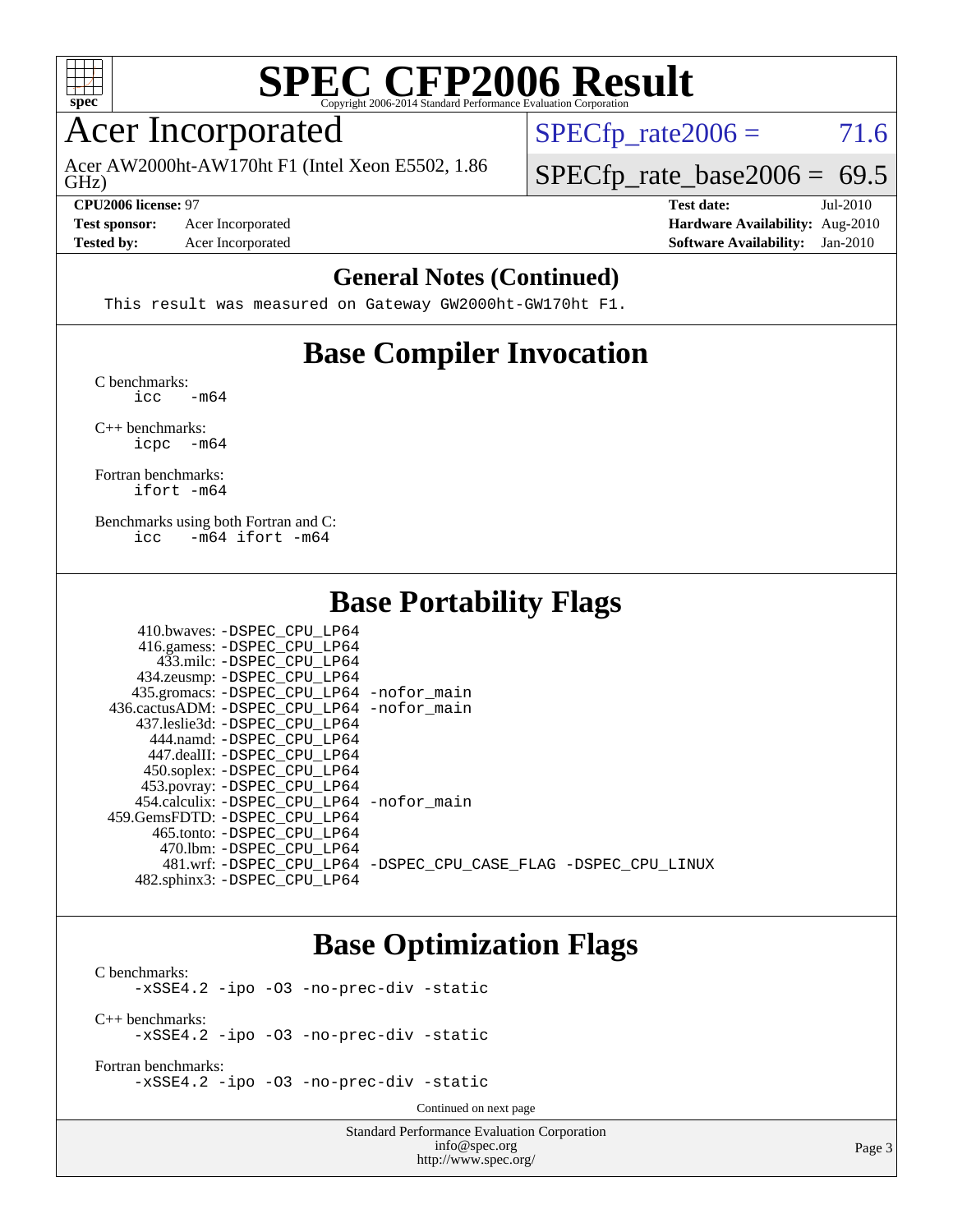# SPEC CFP2006 Result

Copyright 2006-2014 Standard Performance Evaluation Corporation

## Acer Incorporated

Acer AW2000ht-AW170ht F1 (Intel Xeon E5502, 1.86 GHz)

SPECfp_rate2006 = 71.6

SPECfp_rate_base2006 = 69.5

**CPU2006 license:** 97
**Test sponsor:** Acer Incorporated
**Tested by:** Acer Incorporated

**Test date:** Jul-2010
**Hardware Availability:** Aug-2010
**Software Availability:** Jan-2010

## General Notes (Continued)

```
This result was measured on Gateway GW2000ht-GW170ht F1.
```

## Base Compiler Invocation

C benchmarks:
```
icc   -m64
```

C++ benchmarks:
```
icpc  -m64
```

Fortran benchmarks:
```
ifort -m64
```

Benchmarks using both Fortran and C:
```
icc   -m64 ifort -m64
```

## Base Portability Flags

```
     410.bwaves: -DSPEC_CPU_LP64
     416.gamess: -DSPEC_CPU_LP64
       433.milc: -DSPEC_CPU_LP64
     434.zeusmp: -DSPEC_CPU_LP64
    435.gromacs: -DSPEC_CPU_LP64 -nofor_main
 436.cactusADM: -DSPEC_CPU_LP64 -nofor_main
    437.leslie3d: -DSPEC_CPU_LP64
       444.namd: -DSPEC_CPU_LP64
     447.dealII: -DSPEC_CPU_LP64
     450.soplex: -DSPEC_CPU_LP64
     453.povray: -DSPEC_CPU_LP64
   454.calculix: -DSPEC_CPU_LP64 -nofor_main
 459.GemsFDTD: -DSPEC_CPU_LP64
      465.tonto: -DSPEC_CPU_LP64
        470.lbm: -DSPEC_CPU_LP64
        481.wrf: -DSPEC_CPU_LP64 -DSPEC_CPU_CASE_FLAG -DSPEC_CPU_LINUX
    482.sphinx3: -DSPEC_CPU_LP64
```

## Base Optimization Flags

C benchmarks:
```
-xSSE4.2 -ipo -O3 -no-prec-div -static
```

C++ benchmarks:
```
-xSSE4.2 -ipo -O3 -no-prec-div -static
```

Fortran benchmarks:
```
-xSSE4.2 -ipo -O3 -no-prec-div -static
```

Continued on next page

Standard Performance Evaluation Corporation
info@spec.org
http://www.spec.org/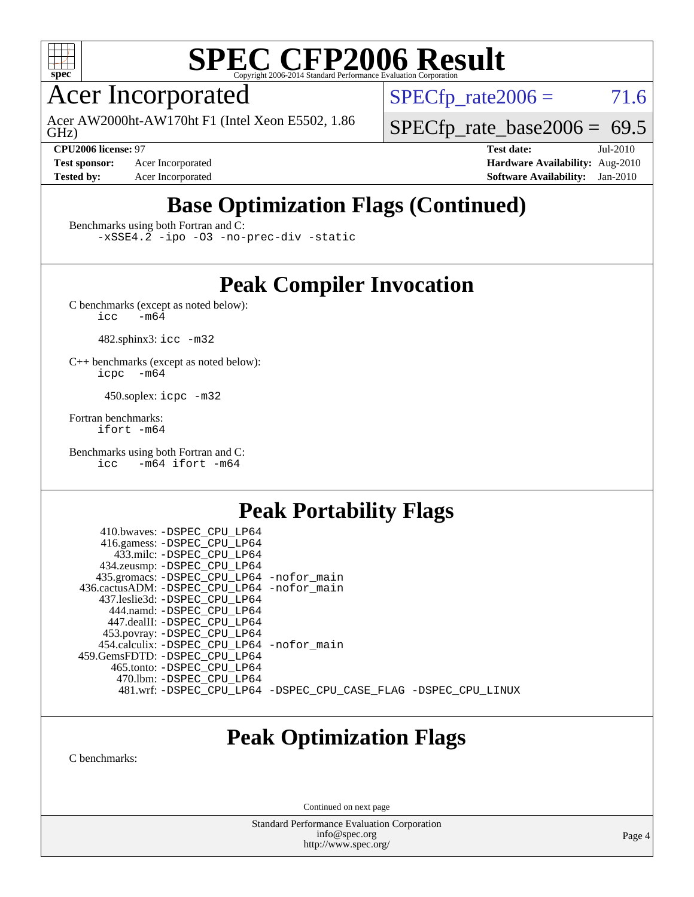# SPEC CFP2006 Result

Copyright 2006-2014 Standard Performance Evaluation Corporation

## Acer Incorporated

Acer AW2000ht-AW170ht F1 (Intel Xeon E5502, 1.86 GHz)

SPECfp_rate2006 = 71.6

SPECfp_rate_base2006 = 69.5

**CPU2006 license:** 97
**Test sponsor:** Acer Incorporated
**Tested by:** Acer Incorporated

**Test date:** Jul-2010
**Hardware Availability:** Aug-2010
**Software Availability:** Jan-2010

## Base Optimization Flags (Continued)

Benchmarks using both Fortran and C:

```
-xSSE4.2 -ipo -O3 -no-prec-div -static
```

## Peak Compiler Invocation

C benchmarks (except as noted below):

```
icc   -m64
```

482.sphinx3: `icc -m32`

C++ benchmarks (except as noted below):

```
icpc  -m64
```

450.soplex: `icpc -m32`

Fortran benchmarks:

```
ifort -m64
```

Benchmarks using both Fortran and C:

```
icc   -m64 ifort -m64
```

## Peak Portability Flags

```
     410.bwaves: -DSPEC_CPU_LP64
     416.gamess: -DSPEC_CPU_LP64
       433.milc: -DSPEC_CPU_LP64
     434.zeusmp: -DSPEC_CPU_LP64
    435.gromacs: -DSPEC_CPU_LP64 -nofor_main
 436.cactusADM: -DSPEC_CPU_LP64 -nofor_main
   437.leslie3d: -DSPEC_CPU_LP64
       444.namd: -DSPEC_CPU_LP64
     447.dealII: -DSPEC_CPU_LP64
     453.povray: -DSPEC_CPU_LP64
   454.calculix: -DSPEC_CPU_LP64 -nofor_main
 459.GemsFDTD: -DSPEC_CPU_LP64
      465.tonto: -DSPEC_CPU_LP64
        470.lbm: -DSPEC_CPU_LP64
        481.wrf: -DSPEC_CPU_LP64 -DSPEC_CPU_CASE_FLAG -DSPEC_CPU_LINUX
```

## Peak Optimization Flags

C benchmarks:

Continued on next page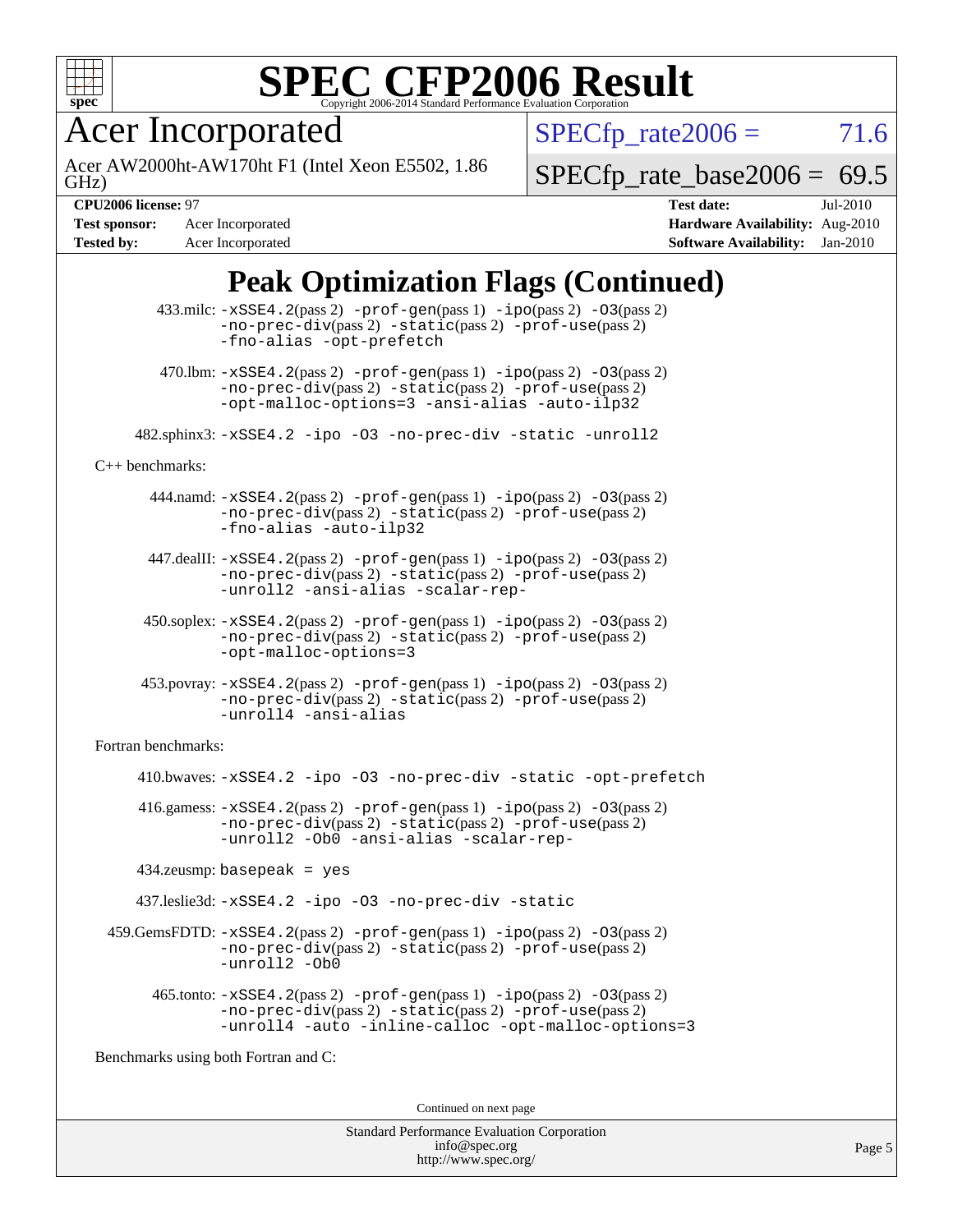# SPEC CFP2006 Result

Copyright 2006-2014 Standard Performance Evaluation Corporation

## Acer Incorporated

Acer AW2000ht-AW170ht F1 (Intel Xeon E5502, 1.86 GHz)

SPECfp_rate2006 = 71.6

SPECfp_rate_base2006 = 69.5

**CPU2006 license:** 97 | **Test date:** Jul-2010
**Test sponsor:** Acer Incorporated | **Hardware Availability:** Aug-2010
**Tested by:** Acer Incorporated | **Software Availability:** Jan-2010

## Peak Optimization Flags (Continued)

433.milc: `-xSSE4.2`(pass 2) `-prof-gen`(pass 1) `-ipo`(pass 2) `-O3`(pass 2) `-no-prec-div`(pass 2) `-static`(pass 2) `-prof-use`(pass 2) `-fno-alias -opt-prefetch`

470.lbm: `-xSSE4.2`(pass 2) `-prof-gen`(pass 1) `-ipo`(pass 2) `-O3`(pass 2) `-no-prec-div`(pass 2) `-static`(pass 2) `-prof-use`(pass 2) `-opt-malloc-options=3 -ansi-alias -auto-ilp32`

482.sphinx3: `-xSSE4.2 -ipo -O3 -no-prec-div -static -unroll2`

C++ benchmarks:

444.namd: `-xSSE4.2`(pass 2) `-prof-gen`(pass 1) `-ipo`(pass 2) `-O3`(pass 2) `-no-prec-div`(pass 2) `-static`(pass 2) `-prof-use`(pass 2) `-fno-alias -auto-ilp32`

447.dealII: `-xSSE4.2`(pass 2) `-prof-gen`(pass 1) `-ipo`(pass 2) `-O3`(pass 2) `-no-prec-div`(pass 2) `-static`(pass 2) `-prof-use`(pass 2) `-unroll2 -ansi-alias -scalar-rep-`

450.soplex: `-xSSE4.2`(pass 2) `-prof-gen`(pass 1) `-ipo`(pass 2) `-O3`(pass 2) `-no-prec-div`(pass 2) `-static`(pass 2) `-prof-use`(pass 2) `-opt-malloc-options=3`

453.povray: `-xSSE4.2`(pass 2) `-prof-gen`(pass 1) `-ipo`(pass 2) `-O3`(pass 2) `-no-prec-div`(pass 2) `-static`(pass 2) `-prof-use`(pass 2) `-unroll4 -ansi-alias`

Fortran benchmarks:

410.bwaves: `-xSSE4.2 -ipo -O3 -no-prec-div -static -opt-prefetch`

416.gamess: `-xSSE4.2`(pass 2) `-prof-gen`(pass 1) `-ipo`(pass 2) `-O3`(pass 2) `-no-prec-div`(pass 2) `-static`(pass 2) `-prof-use`(pass 2) `-unroll2 -Ob0 -ansi-alias -scalar-rep-`

434.zeusmp: `basepeak = yes`

437.leslie3d: `-xSSE4.2 -ipo -O3 -no-prec-div -static`

459.GemsFDTD: `-xSSE4.2`(pass 2) `-prof-gen`(pass 1) `-ipo`(pass 2) `-O3`(pass 2) `-no-prec-div`(pass 2) `-static`(pass 2) `-prof-use`(pass 2) `-unroll2 -Ob0`

465.tonto: `-xSSE4.2`(pass 2) `-prof-gen`(pass 1) `-ipo`(pass 2) `-O3`(pass 2) `-no-prec-div`(pass 2) `-static`(pass 2) `-prof-use`(pass 2) `-unroll4 -auto -inline-calloc -opt-malloc-options=3`

Benchmarks using both Fortran and C:

Continued on next page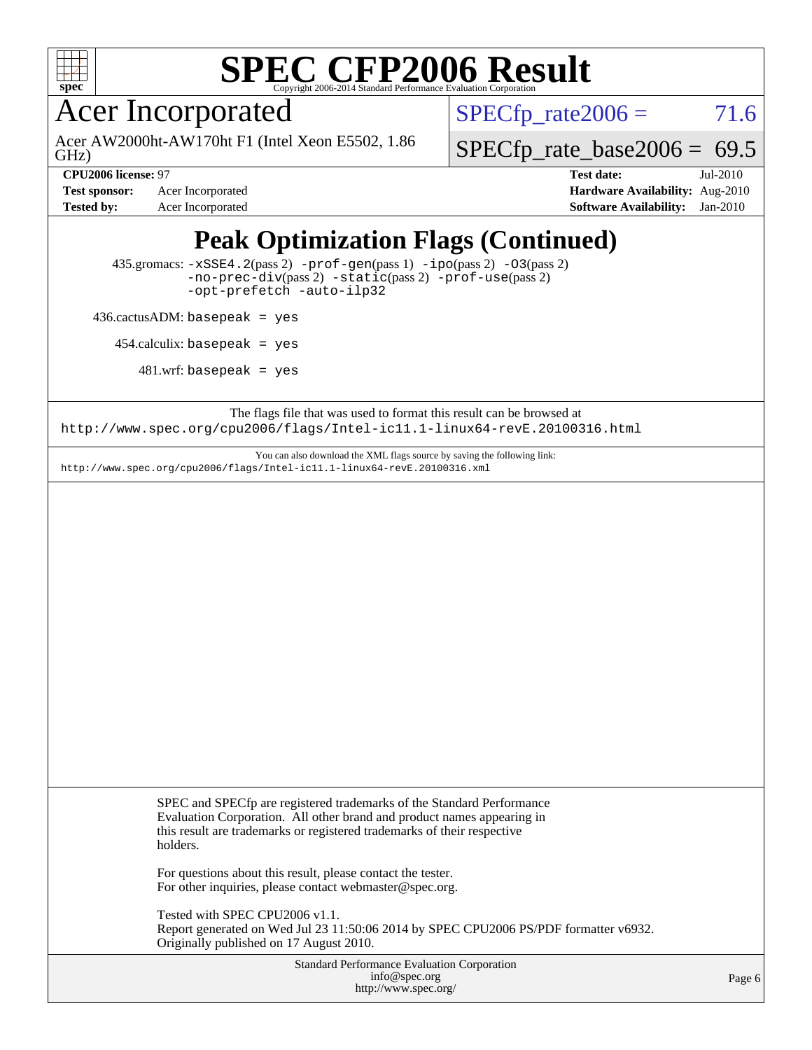# Peak Optimization Flags (Continued)

435.gromacs: `-xSSE4.2`(pass 2) `-prof-gen`(pass 1) `-ipo`(pass 2) `-O3`(pass 2) `-no-prec-div`(pass 2) `-static`(pass 2) `-prof-use`(pass 2) `-opt-prefetch` `-auto-ilp32`

436.cactusADM: `basepeak = yes`

454.calculix: `basepeak = yes`

481.wrf: `basepeak = yes`

The flags file that was used to format this result can be browsed at
`http://www.spec.org/cpu2006/flags/Intel-ic11.1-linux64-revE.20100316.html`

You can also download the XML flags source by saving the following link:
`http://www.spec.org/cpu2006/flags/Intel-ic11.1-linux64-revE.20100316.xml`

SPEC and SPECfp are registered trademarks of the Standard Performance Evaluation Corporation. All other brand and product names appearing in this result are trademarks or registered trademarks of their respective holders.

For questions about this result, please contact the tester.
For other inquiries, please contact webmaster@spec.org.

Tested with SPEC CPU2006 v1.1.
Report generated on Wed Jul 23 11:50:06 2014 by SPEC CPU2006 PS/PDF formatter v6932.
Originally published on 17 August 2010.